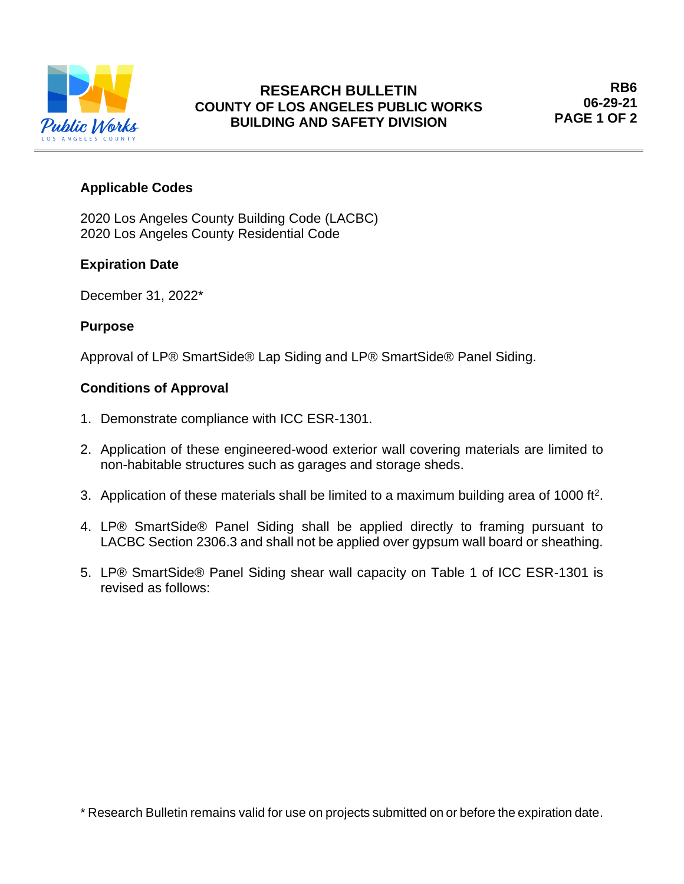# RESEARCH BULLETIN
## COUNTY OF LOS ANGELES PUBLIC WORKS
## BUILDING AND SAFETY DIVISION

**RB6**
**06-29-21**

### Applicable Codes

2020 Los Angeles County Building Code (LACBC)
2020 Los Angeles County Residential Code

### Expiration Date

December 31, 2022*

### Purpose

Approval of LP® SmartSide® Lap Siding and LP® SmartSide® Panel Siding.

### Conditions of Approval

1. Demonstrate compliance with ICC ESR-1301.

2. Application of these engineered-wood exterior wall covering materials are limited to non-habitable structures such as garages and storage sheds.

3. Application of these materials shall be limited to a maximum building area of 1000 $ft^2$.

4. LP® SmartSide® Panel Siding shall be applied directly to framing pursuant to LACBC Section 2306.3 and shall not be applied over gypsum wall board or sheathing.

5. LP® SmartSide® Panel Siding shear wall capacity on Table 1 of ICC ESR-1301 is revised as follows:

\* Research Bulletin remains valid for use on projects submitted on or before the expiration date.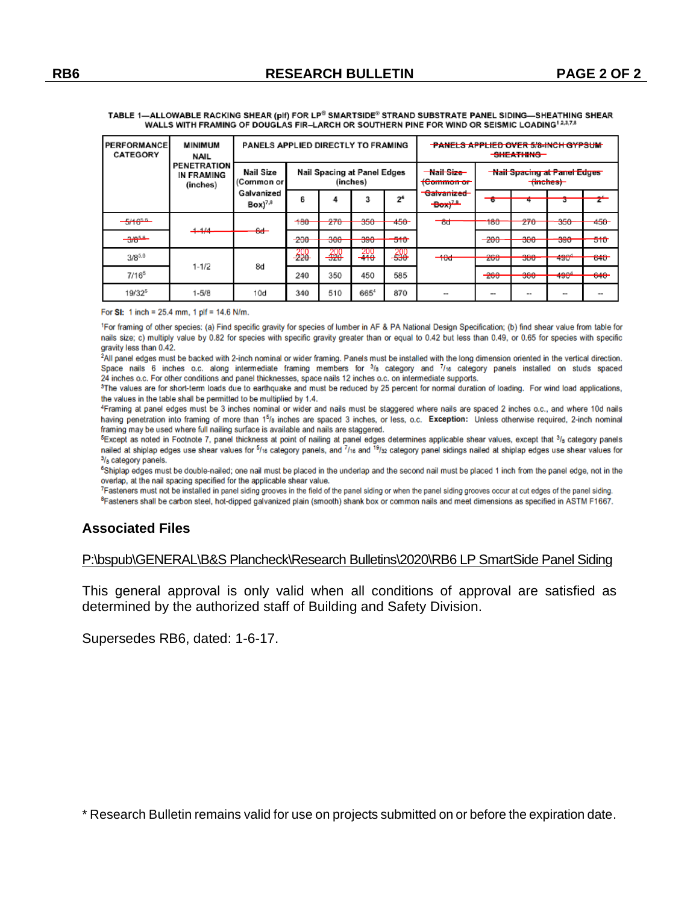TABLE 1—ALLOWABLE RACKING SHEAR (plf) FOR LP® SMARTSIDE® STRAND SUBSTRATE PANEL SIDING—SHEATHING SHEAR WALLS WITH FRAMING OF DOUGLAS FIR–LARCH OR SOUTHERN PINE FOR WIND OR SEISMIC LOADING[1,2,3,7,8]

| PERFORMANCE CATEGORY | MINIMUM NAIL PENETRATION IN FRAMING (inches) | PANELS APPLIED DIRECTLY TO FRAMING | | | | | ~~PANELS APPLIED OVER 5/8-INCH GYPSUM SHEATHING~~ | | | | |
|---|---|---|---|---|---|---|---|---|---|---|---|
| | | Nail Size (Common or Galvanized Box)[7,8] | Nail Spacing at Panel Edges (inches) | | | | ~~Nail Size (Common or Galvanized Box)[7,8]~~ | ~~Nail Spacing at Panel Edges (inches)~~ | | | |
| | | | 6 | 4 | 3 | 2[4] | | ~~6~~ | ~~4~~ | ~~3~~ | ~~2[4]~~ |
| ~~5/16[5,6]~~ | ~~1-1/4~~ | ~~6d~~ | ~~180~~ | ~~270~~ | ~~350~~ | ~~450~~ | ~~8d~~ | ~~180~~ | ~~270~~ | ~~350~~ | ~~450~~ |
| ~~3/8[5,6]~~ | | | ~~200~~ | ~~300~~ | ~~390~~ | ~~510~~ | | ~~200~~ | ~~300~~ | ~~390~~ | ~~510~~ |
| 3/8[5,6] | 1-1/2 | 8d | 200 ~~220~~ | 200 ~~320~~ | 200 ~~410~~ | 200 ~~530~~ | ~~10d~~ | ~~260~~ | ~~380~~ | ~~490[4]~~ | ~~640~~ |
| 7/16[5] | | | 240 | 350 | 450 | 585 | | ~~260~~ | ~~380~~ | ~~490[4]~~ | ~~640~~ |
| 19/32[5] | 1-5/8 | 10d | 340 | 510 | 665[4] | 870 | -- | -- | -- | -- | -- |

For **SI:** 1 inch = 25.4 mm, 1 plf = 14.6 N/m.

[1]For framing of other species: (a) Find specific gravity for species of lumber in AF & PA National Design Specification; (b) find shear value from table for nails size; c) multiply value by 0.82 for species with specific gravity greater than or equal to 0.42 but less than 0.49, or 0.65 for species with specific gravity less than 0.42.

[2]All panel edges must be backed with 2-inch nominal or wider framing. Panels must be installed with the long dimension oriented in the vertical direction. Space nails 6 inches o.c. along intermediate framing members for 3/8 category and 7/16 category panels installed on studs spaced 24 inches o.c. For other conditions and panel thicknesses, space nails 12 inches o.c. on intermediate supports.

[3]The values are for short-term loads due to earthquake and must be reduced by 25 percent for normal duration of loading. For wind load applications, the values in the table shall be permitted to be multiplied by 1.4.

[4]Framing at panel edges must be 3 inches nominal or wider and nails must be staggered where nails are spaced 2 inches o.c., and where 10d nails having penetration into framing of more than 1 5/8 inches are spaced 3 inches, or less, o.c. **Exception:** Unless otherwise required, 2-inch nominal framing may be used where full nailing surface is available and nails are staggered.

[5]Except as noted in Footnote 7, panel thickness at point of nailing at panel edges determines applicable shear values, except that 3/8 category panels nailed at shiplap edges use shear values for 5/16 category panels, and 7/16 and 19/32 category panel sidings nailed at shiplap edges use shear values for 3/8 category panels.

[6]Shiplap edges must be double-nailed; one nail must be placed in the underlap and the second nail must be placed 1 inch from the panel edge, not in the overlap, at the nail spacing specified for the applicable shear value.

[7]Fasteners must not be installed in panel siding grooves in the field of the panel siding or when the panel siding grooves occur at cut edges of the panel siding.

[8]Fasteners shall be carbon steel, hot-dipped galvanized plain (smooth) shank box or common nails and meet dimensions as specified in ASTM F1667.

## Associated Files

P:\bspub\GENERAL\B&S Plancheck\Research Bulletins\2020\RB6 LP SmartSide Panel Siding

This general approval is only valid when all conditions of approval are satisfied as determined by the authorized staff of Building and Safety Division.

Supersedes RB6, dated: 1-6-17.

* Research Bulletin remains valid for use on projects submitted on or before the expiration date.